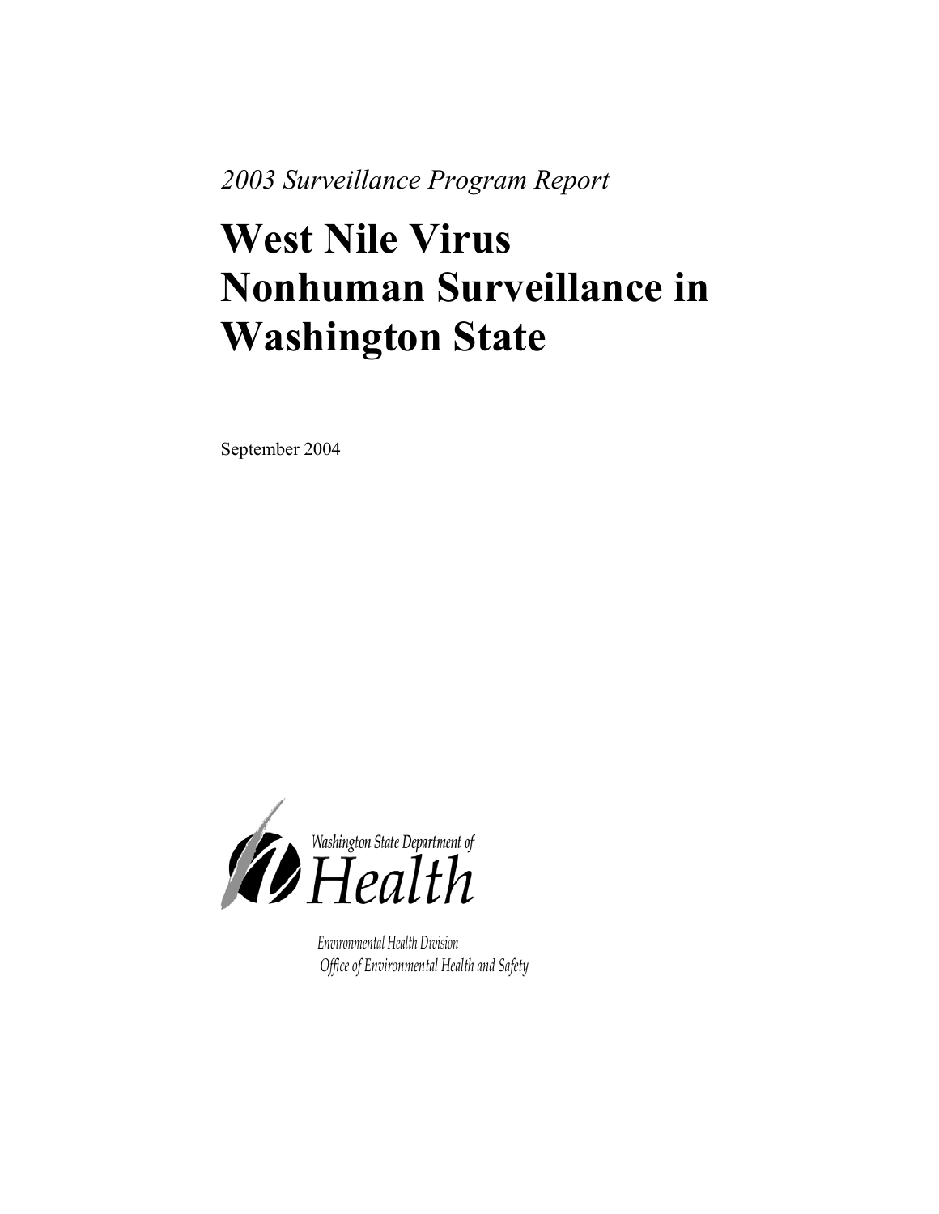*2003 Surveillance Program Report*

# West Nile Virus Nonhuman Surveillance in Washington State

September 2004

Washington State Department of
Health

*Environmental Health Division*
*Office of Environmental Health and Safety*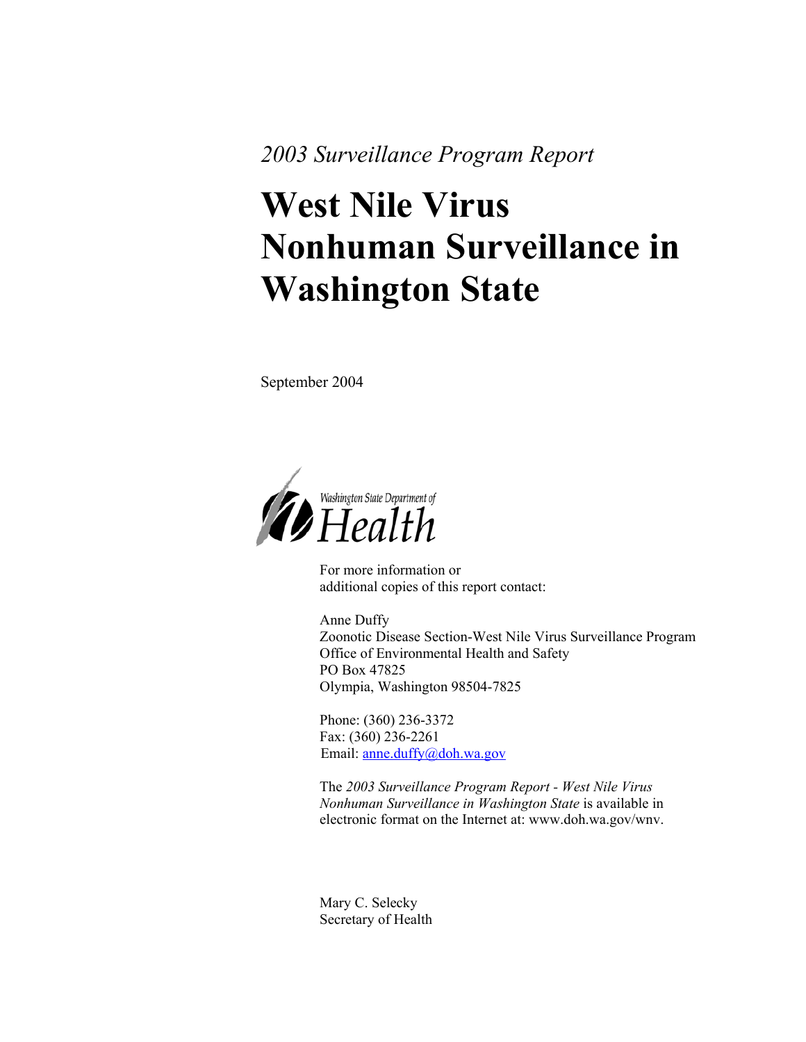*2003 Surveillance Program Report*

# West Nile Virus Nonhuman Surveillance in Washington State

September 2004

Washington State Department of Health

For more information or additional copies of this report contact:

Anne Duffy
Zoonotic Disease Section-West Nile Virus Surveillance Program
Office of Environmental Health and Safety
PO Box 47825
Olympia, Washington 98504-7825

Phone: (360) 236-3372
Fax: (360) 236-2261
Email: anne.duffy@doh.wa.gov

The *2003 Surveillance Program Report - West Nile Virus Nonhuman Surveillance in Washington State* is available in electronic format on the Internet at: www.doh.wa.gov/wnv.

Mary C. Selecky
Secretary of Health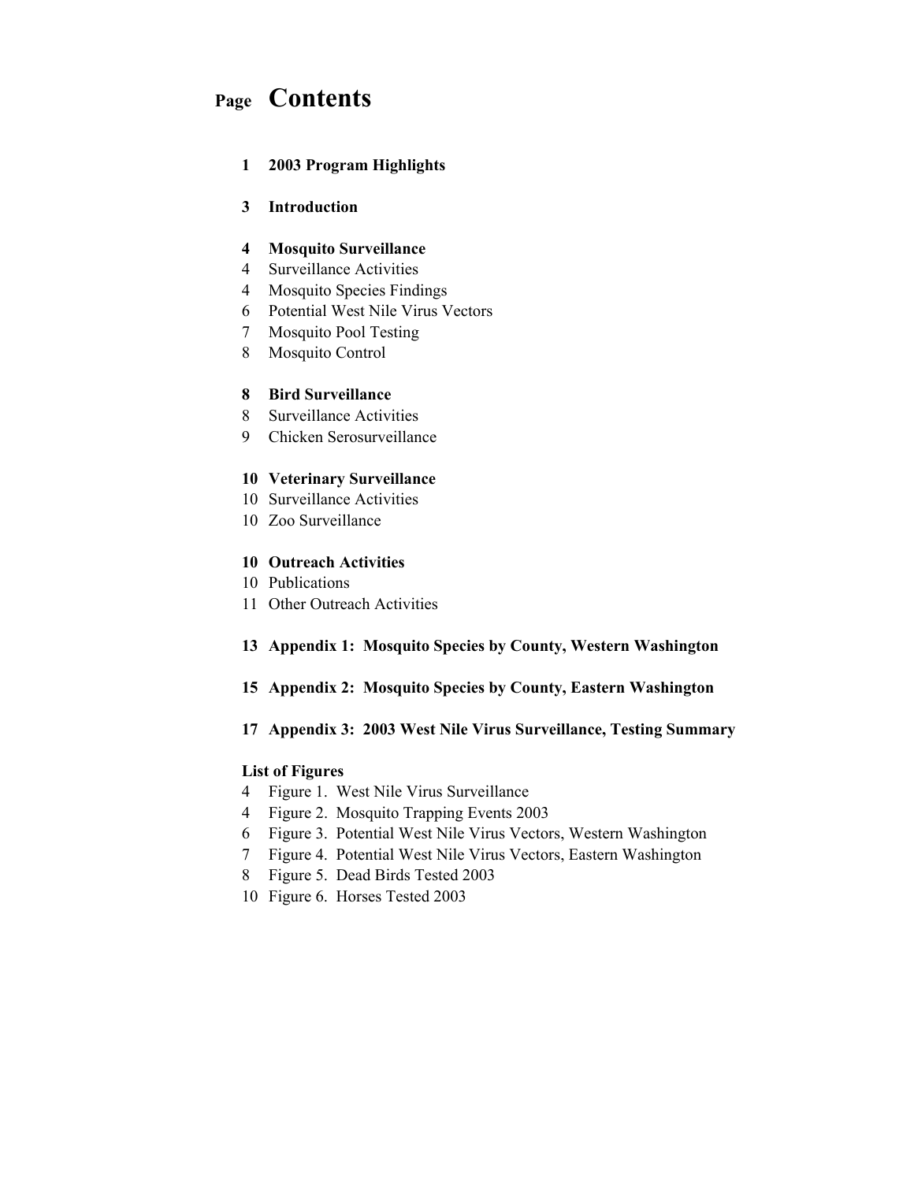# Contents

| Page | Contents |
|---|---|
| **1** | **2003 Program Highlights** |
| **3** | **Introduction** |
| **4** | **Mosquito Surveillance** |
| 4 | Surveillance Activities |
| 4 | Mosquito Species Findings |
| 6 | Potential West Nile Virus Vectors |
| 7 | Mosquito Pool Testing |
| 8 | Mosquito Control |
| **8** | **Bird Surveillance** |
| 8 | Surveillance Activities |
| 9 | Chicken Serosurveillance |
| **10** | **Veterinary Surveillance** |
| 10 | Surveillance Activities |
| 10 | Zoo Surveillance |
| **10** | **Outreach Activities** |
| 10 | Publications |
| 11 | Other Outreach Activities |
| **13** | **Appendix 1: Mosquito Species by County, Western Washington** |
| **15** | **Appendix 2: Mosquito Species by County, Eastern Washington** |
| **17** | **Appendix 3: 2003 West Nile Virus Surveillance, Testing Summary** |

**List of Figures**

| Page | Figure |
|---|---|
| 4 | Figure 1. West Nile Virus Surveillance |
| 4 | Figure 2. Mosquito Trapping Events 2003 |
| 6 | Figure 3. Potential West Nile Virus Vectors, Western Washington |
| 7 | Figure 4. Potential West Nile Virus Vectors, Eastern Washington |
| 8 | Figure 5. Dead Birds Tested 2003 |
| 10 | Figure 6. Horses Tested 2003 |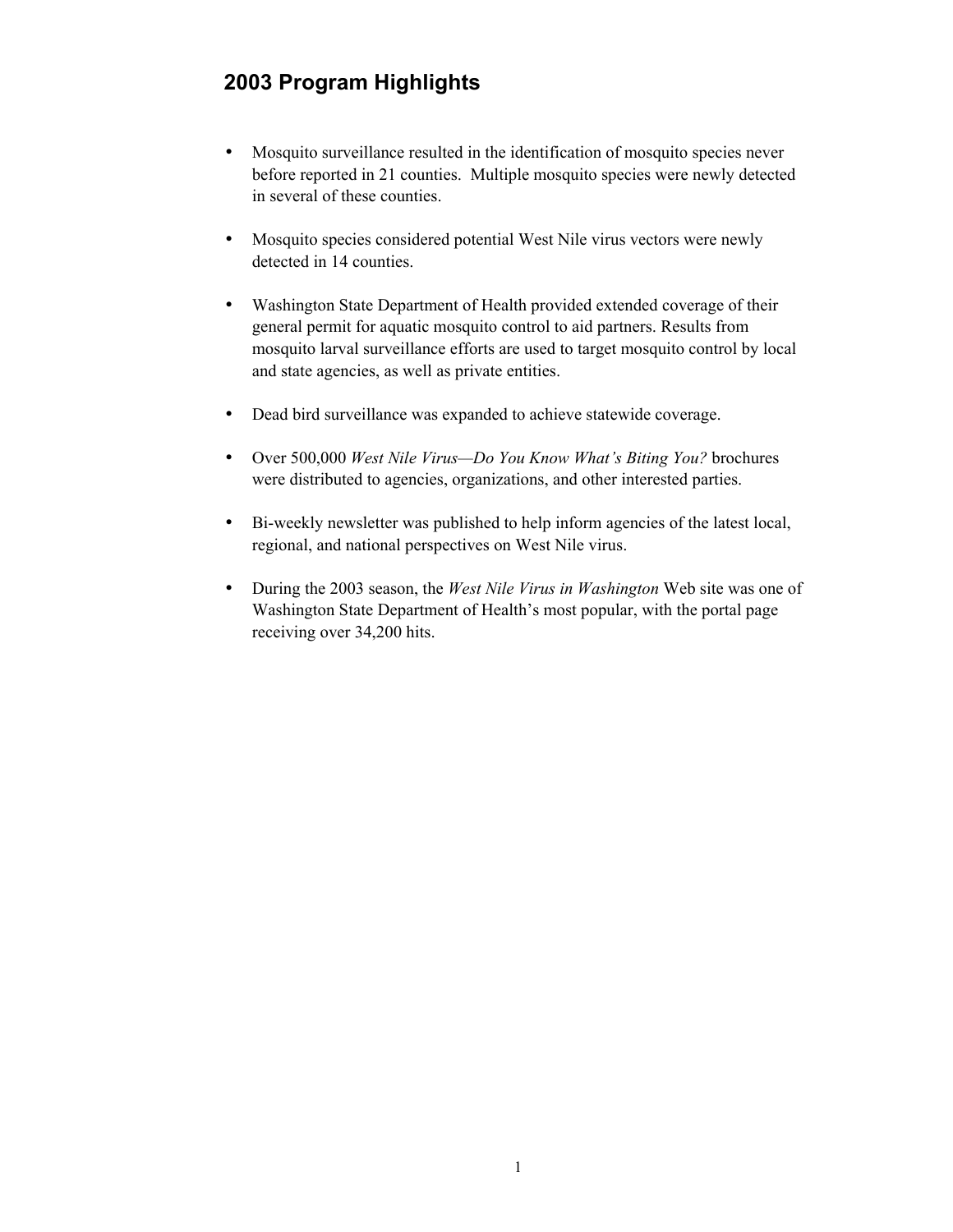## 2003 Program Highlights

- Mosquito surveillance resulted in the identification of mosquito species never before reported in 21 counties. Multiple mosquito species were newly detected in several of these counties.

- Mosquito species considered potential West Nile virus vectors were newly detected in 14 counties.

- Washington State Department of Health provided extended coverage of their general permit for aquatic mosquito control to aid partners. Results from mosquito larval surveillance efforts are used to target mosquito control by local and state agencies, as well as private entities.

- Dead bird surveillance was expanded to achieve statewide coverage.

- Over 500,000 *West Nile Virus—Do You Know What's Biting You?* brochures were distributed to agencies, organizations, and other interested parties.

- Bi-weekly newsletter was published to help inform agencies of the latest local, regional, and national perspectives on West Nile virus.

- During the 2003 season, the *West Nile Virus in Washington* Web site was one of Washington State Department of Health's most popular, with the portal page receiving over 34,200 hits.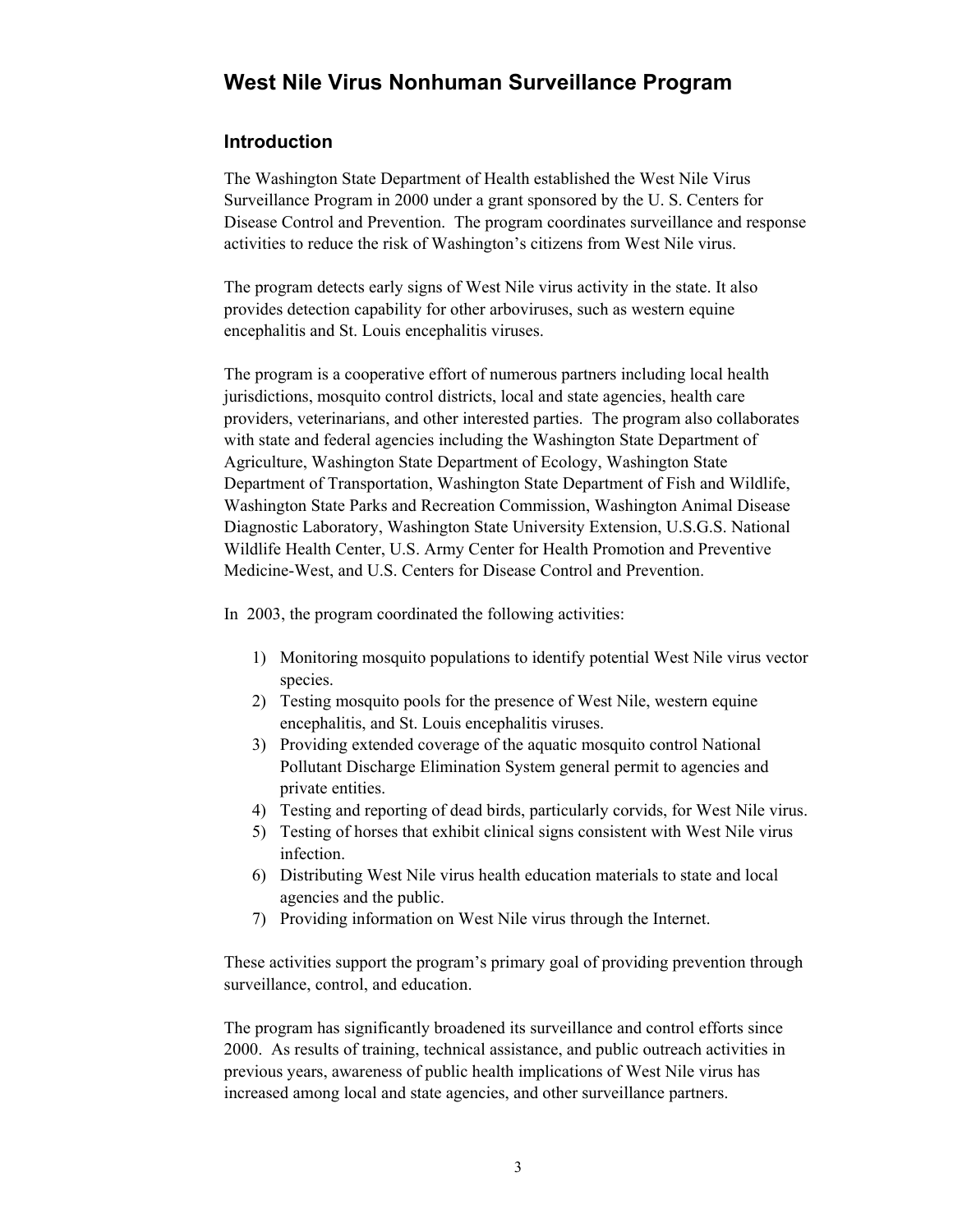# West Nile Virus Nonhuman Surveillance Program

## Introduction

The Washington State Department of Health established the West Nile Virus Surveillance Program in 2000 under a grant sponsored by the U. S. Centers for Disease Control and Prevention. The program coordinates surveillance and response activities to reduce the risk of Washington's citizens from West Nile virus.

The program detects early signs of West Nile virus activity in the state. It also provides detection capability for other arboviruses, such as western equine encephalitis and St. Louis encephalitis viruses.

The program is a cooperative effort of numerous partners including local health jurisdictions, mosquito control districts, local and state agencies, health care providers, veterinarians, and other interested parties. The program also collaborates with state and federal agencies including the Washington State Department of Agriculture, Washington State Department of Ecology, Washington State Department of Transportation, Washington State Department of Fish and Wildlife, Washington State Parks and Recreation Commission, Washington Animal Disease Diagnostic Laboratory, Washington State University Extension, U.S.G.S. National Wildlife Health Center, U.S. Army Center for Health Promotion and Preventive Medicine-West, and U.S. Centers for Disease Control and Prevention.

In 2003, the program coordinated the following activities:

1) Monitoring mosquito populations to identify potential West Nile virus vector species.
2) Testing mosquito pools for the presence of West Nile, western equine encephalitis, and St. Louis encephalitis viruses.
3) Providing extended coverage of the aquatic mosquito control National Pollutant Discharge Elimination System general permit to agencies and private entities.
4) Testing and reporting of dead birds, particularly corvids, for West Nile virus.
5) Testing of horses that exhibit clinical signs consistent with West Nile virus infection.
6) Distributing West Nile virus health education materials to state and local agencies and the public.
7) Providing information on West Nile virus through the Internet.

These activities support the program's primary goal of providing prevention through surveillance, control, and education.

The program has significantly broadened its surveillance and control efforts since 2000. As results of training, technical assistance, and public outreach activities in previous years, awareness of public health implications of West Nile virus has increased among local and state agencies, and other surveillance partners.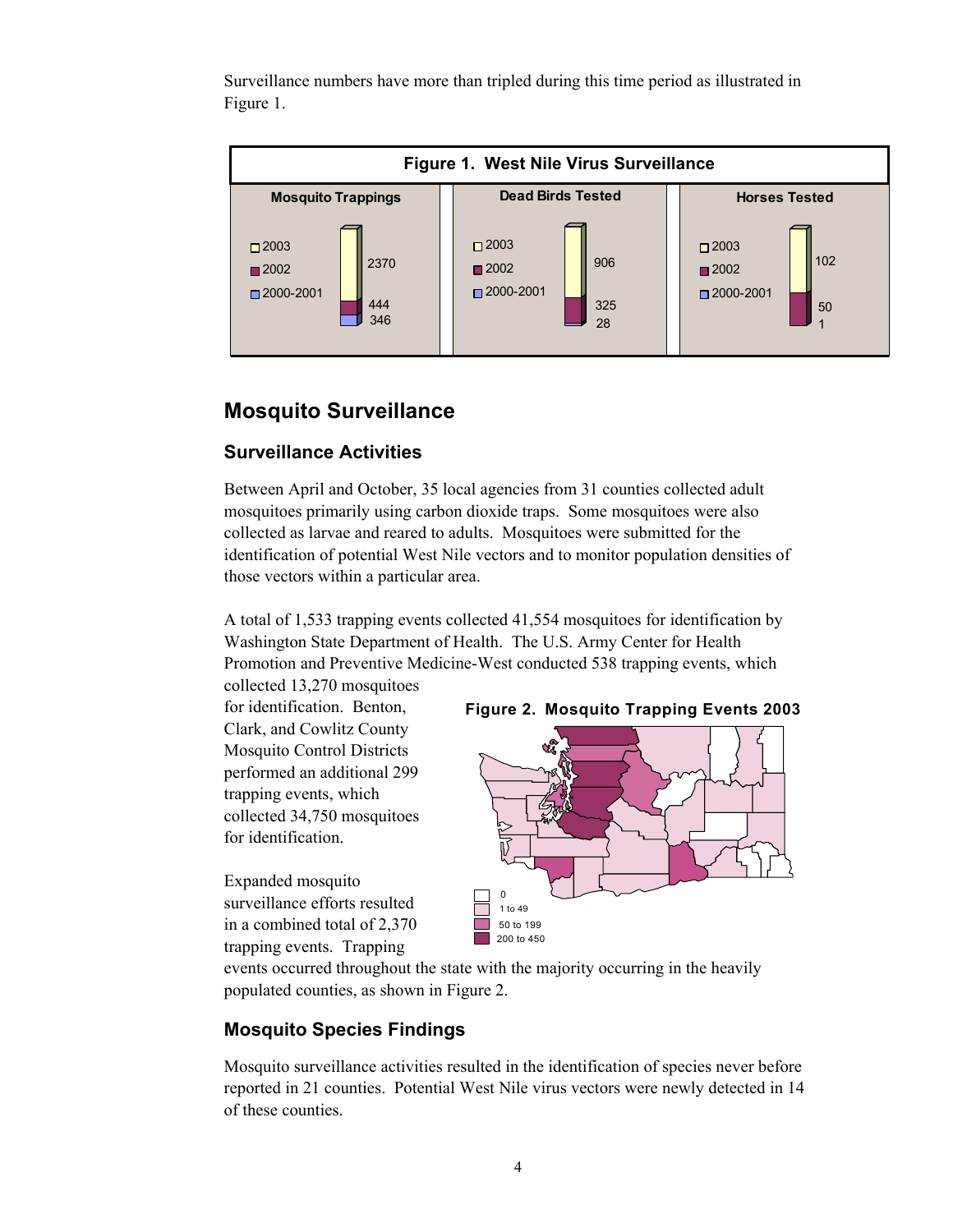Surveillance numbers have more than tripled during this time period as illustrated in Figure 1.

**Figure 1. West Nile Virus Surveillance**

| | Mosquito Trappings | Dead Birds Tested | Horses Tested |
|---|---|---|---|
| 2003 | 2370 | 906 | 102 |
| 2002 | 444 | 325 | 50 |
| 2000-2001 | 346 | 28 | 1 |

## Mosquito Surveillance

### Surveillance Activities

Between April and October, 35 local agencies from 31 counties collected adult mosquitoes primarily using carbon dioxide traps. Some mosquitoes were also collected as larvae and reared to adults. Mosquitoes were submitted for the identification of potential West Nile vectors and to monitor population densities of those vectors within a particular area.

A total of 1,533 trapping events collected 41,554 mosquitoes for identification by Washington State Department of Health. The U.S. Army Center for Health Promotion and Preventive Medicine-West conducted 538 trapping events, which collected 13,270 mosquitoes for identification. Benton, Clark, and Cowlitz County Mosquito Control Districts performed an additional 299 trapping events, which collected 34,750 mosquitoes for identification.

Expanded mosquito surveillance efforts resulted in a combined total of 2,370 trapping events. Trapping events occurred throughout the state with the majority occurring in the heavily populated counties, as shown in Figure 2.

**Figure 2. Mosquito Trapping Events 2003**

0
1 to 49
50 to 199
200 to 450

### Mosquito Species Findings

Mosquito surveillance activities resulted in the identification of species never before reported in 21 counties. Potential West Nile virus vectors were newly detected in 14 of these counties.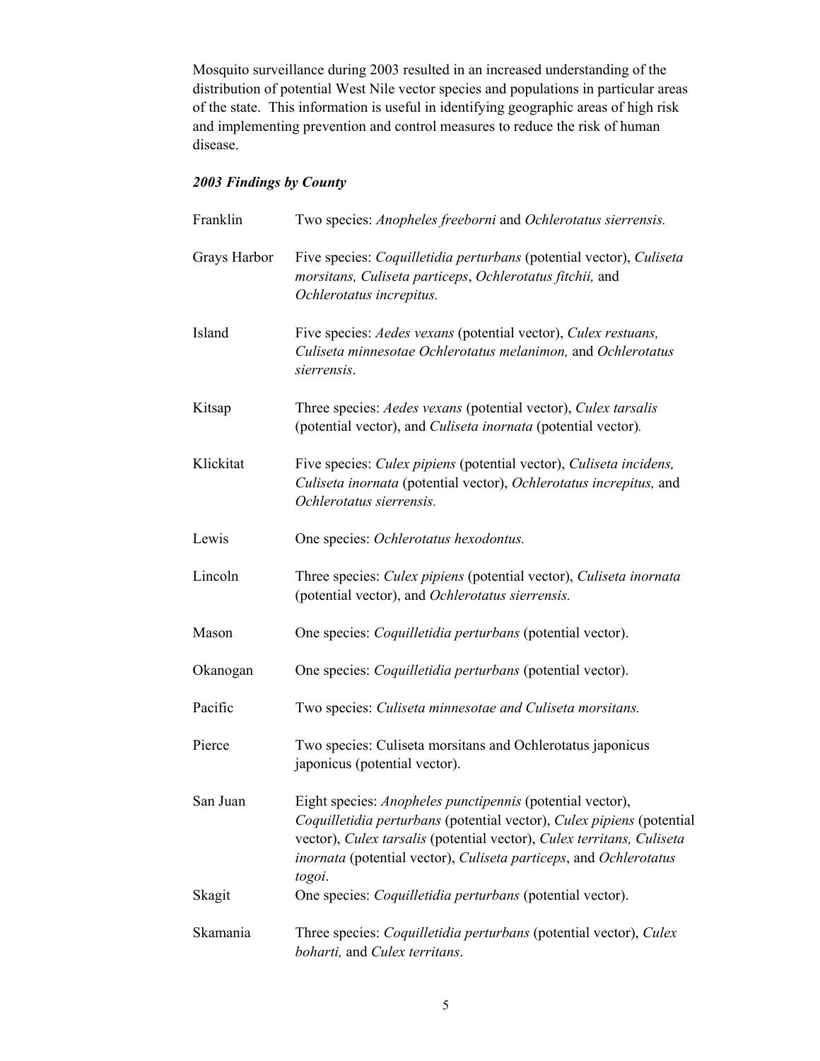Mosquito surveillance during 2003 resulted in an increased understanding of the distribution of potential West Nile vector species and populations in particular areas of the state. This information is useful in identifying geographic areas of high risk and implementing prevention and control measures to reduce the risk of human disease.

***2003 Findings by County***

| | |
|---|---|
| Franklin | Two species: *Anopheles freeborni* and *Ochlerotatus sierrensis.* |
| Grays Harbor | Five species: *Coquilletidia perturbans* (potential vector), *Culiseta morsitans, Culiseta particeps*, *Ochlerotatus fitchii,* and *Ochlerotatus increpitus.* |
| Island | Five species: *Aedes vexans* (potential vector), *Culex restuans, Culiseta minnesotae Ochlerotatus melanimon,* and *Ochlerotatus sierrensis*. |
| Kitsap | Three species: *Aedes vexans* (potential vector), *Culex tarsalis* (potential vector), and *Culiseta inornata* (potential vector). |
| Klickitat | Five species: *Culex pipiens* (potential vector), *Culiseta incidens, Culiseta inornata* (potential vector), *Ochlerotatus increpitus,* and *Ochlerotatus sierrensis.* |
| Lewis | One species: *Ochlerotatus hexodontus.* |
| Lincoln | Three species: *Culex pipiens* (potential vector), *Culiseta inornata* (potential vector), and *Ochlerotatus sierrensis.* |
| Mason | One species: *Coquilletidia perturbans* (potential vector). |
| Okanogan | One species: *Coquilletidia perturbans* (potential vector). |
| Pacific | Two species: *Culiseta minnesotae and Culiseta morsitans.* |
| Pierce | Two species: Culiseta morsitans and Ochlerotatus japonicus japonicus (potential vector). |
| San Juan | Eight species: *Anopheles punctipennis* (potential vector), *Coquilletidia perturbans* (potential vector), *Culex pipiens* (potential vector), *Culex tarsalis* (potential vector), *Culex territans, Culiseta inornata* (potential vector), *Culiseta particeps*, and *Ochlerotatus togoi*. |
| Skagit | One species: *Coquilletidia perturbans* (potential vector). |
| Skamania | Three species: *Coquilletidia perturbans* (potential vector), *Culex boharti,* and *Culex territans*. |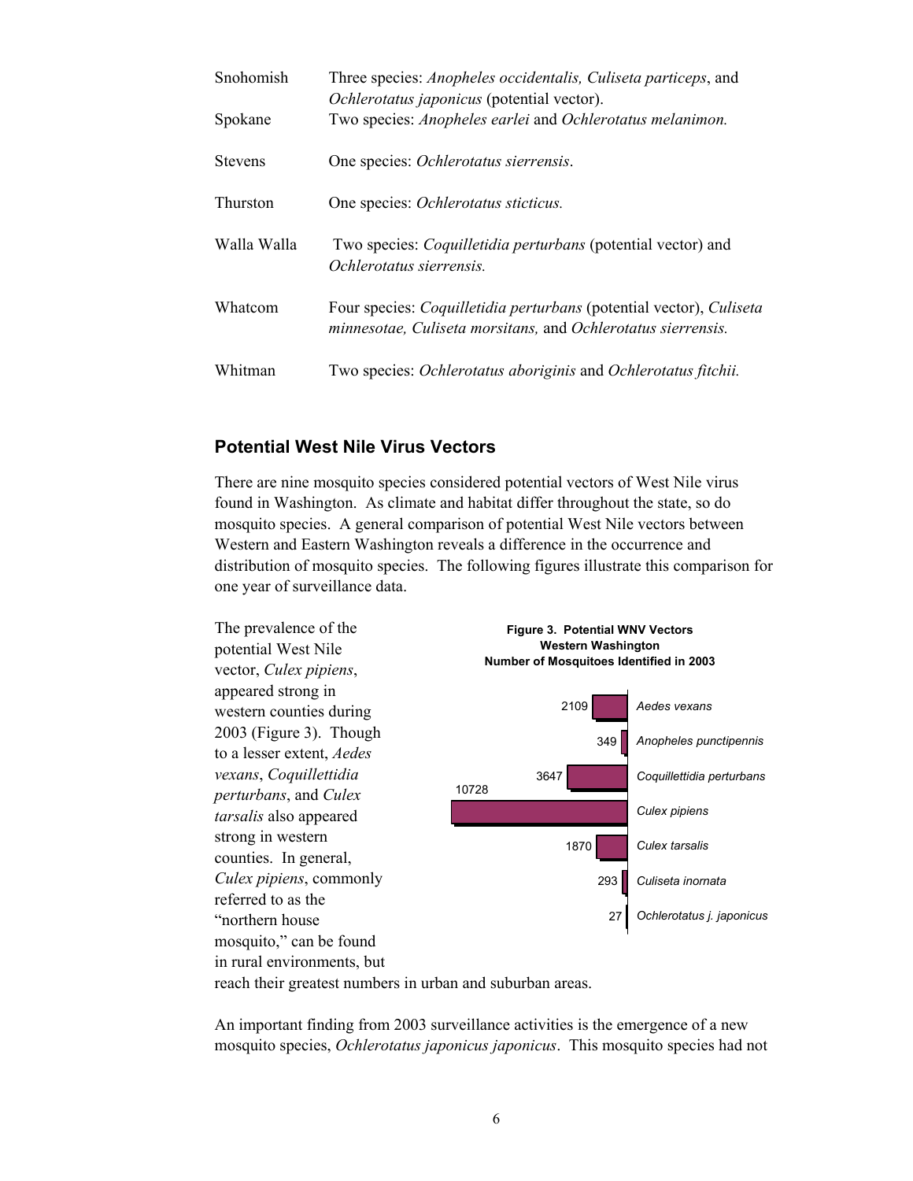| | |
|---|---|
| Snohomish | Three species: *Anopheles occidentalis, Culiseta particeps*, and *Ochlerotatus japonicus* (potential vector). |
| Spokane | Two species: *Anopheles earlei* and *Ochlerotatus melanimon.* |
| Stevens | One species: *Ochlerotatus sierrensis*. |
| Thurston | One species: *Ochlerotatus sticticus.* |
| Walla Walla | Two species: *Coquilletidia perturbans* (potential vector) and *Ochlerotatus sierrensis.* |
| Whatcom | Four species: *Coquilletidia perturbans* (potential vector), *Culiseta minnesotae, Culiseta morsitans,* and *Ochlerotatus sierrensis.* |
| Whitman | Two species: *Ochlerotatus aboriginis* and *Ochlerotatus fitchii.* |

## Potential West Nile Virus Vectors

There are nine mosquito species considered potential vectors of West Nile virus found in Washington. As climate and habitat differ throughout the state, so do mosquito species. A general comparison of potential West Nile vectors between Western and Eastern Washington reveals a difference in the occurrence and distribution of mosquito species. The following figures illustrate this comparison for one year of surveillance data.

The prevalence of the potential West Nile vector, *Culex pipiens*, appeared strong in western counties during 2003 (Figure 3). Though to a lesser extent, *Aedes vexans*, *Coquillettidia perturbans*, and *Culex tarsalis* also appeared strong in western counties. In general, *Culex pipiens*, commonly referred to as the "northern house mosquito," can be found in rural environments, but reach their greatest numbers in urban and suburban areas.

**Figure 3. Potential WNV Vectors Western Washington Number of Mosquitoes Identified in 2003**

| Species | Number |
|---|---|
| *Aedes vexans* | 2109 |
| *Anopheles punctipennis* | 349 |
| *Coquillettidia perturbans* | 3647 |
| *Culex pipiens* | 10728 |
| *Culex tarsalis* | 1870 |
| *Culiseta inornata* | 293 |
| *Ochlerotatus j. japonicus* | 27 |

An important finding from 2003 surveillance activities is the emergence of a new mosquito species, *Ochlerotatus japonicus japonicus*. This mosquito species had not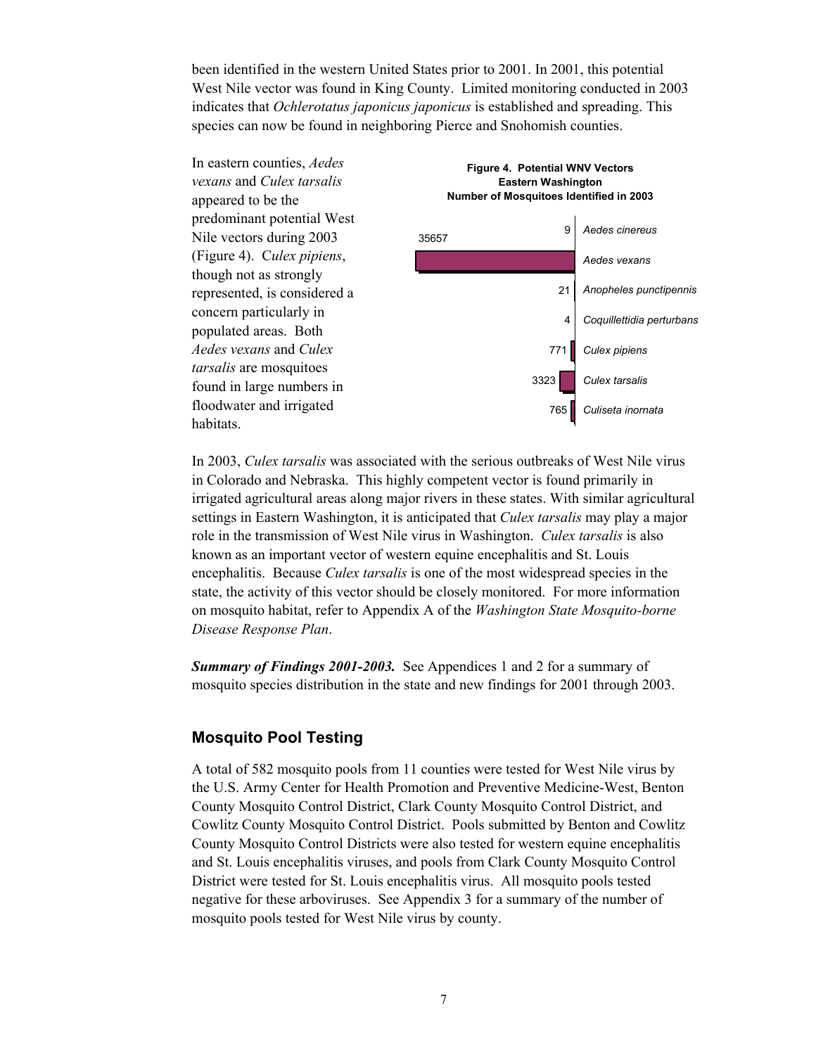been identified in the western United States prior to 2001. In 2001, this potential West Nile vector was found in King County. Limited monitoring conducted in 2003 indicates that *Ochlerotatus japonicus japonicus* is established and spreading. This species can now be found in neighboring Pierce and Snohomish counties.

In eastern counties, *Aedes vexans* and *Culex tarsalis* appeared to be the predominant potential West Nile vectors during 2003 (Figure 4). C*ulex pipiens*, though not as strongly represented, is considered a concern particularly in populated areas. Both *Aedes vexans* and *Culex tarsalis* are mosquitoes found in large numbers in floodwater and irrigated habitats.

**Figure 4. Potential WNV Vectors Eastern Washington Number of Mosquitoes Identified in 2003**

| Species | Number |
|---|---|
| *Aedes cinereus* | 9 |
| *Aedes vexans* | 35657 |
| *Anopheles punctipennis* | 21 |
| *Coquillettidia perturbans* | 4 |
| *Culex pipiens* | 771 |
| *Culex tarsalis* | 3323 |
| *Culiseta inornata* | 765 |

In 2003, *Culex tarsalis* was associated with the serious outbreaks of West Nile virus in Colorado and Nebraska. This highly competent vector is found primarily in irrigated agricultural areas along major rivers in these states. With similar agricultural settings in Eastern Washington, it is anticipated that *Culex tarsalis* may play a major role in the transmission of West Nile virus in Washington. *Culex tarsalis* is also known as an important vector of western equine encephalitis and St. Louis encephalitis. Because *Culex tarsalis* is one of the most widespread species in the state, the activity of this vector should be closely monitored. For more information on mosquito habitat, refer to Appendix A of the *Washington State Mosquito-borne Disease Response Plan*.

***Summary of Findings 2001-2003.*** See Appendices 1 and 2 for a summary of mosquito species distribution in the state and new findings for 2001 through 2003.

## Mosquito Pool Testing

A total of 582 mosquito pools from 11 counties were tested for West Nile virus by the U.S. Army Center for Health Promotion and Preventive Medicine-West, Benton County Mosquito Control District, Clark County Mosquito Control District, and Cowlitz County Mosquito Control District. Pools submitted by Benton and Cowlitz County Mosquito Control Districts were also tested for western equine encephalitis and St. Louis encephalitis viruses, and pools from Clark County Mosquito Control District were tested for St. Louis encephalitis virus. All mosquito pools tested negative for these arboviruses. See Appendix 3 for a summary of the number of mosquito pools tested for West Nile virus by county.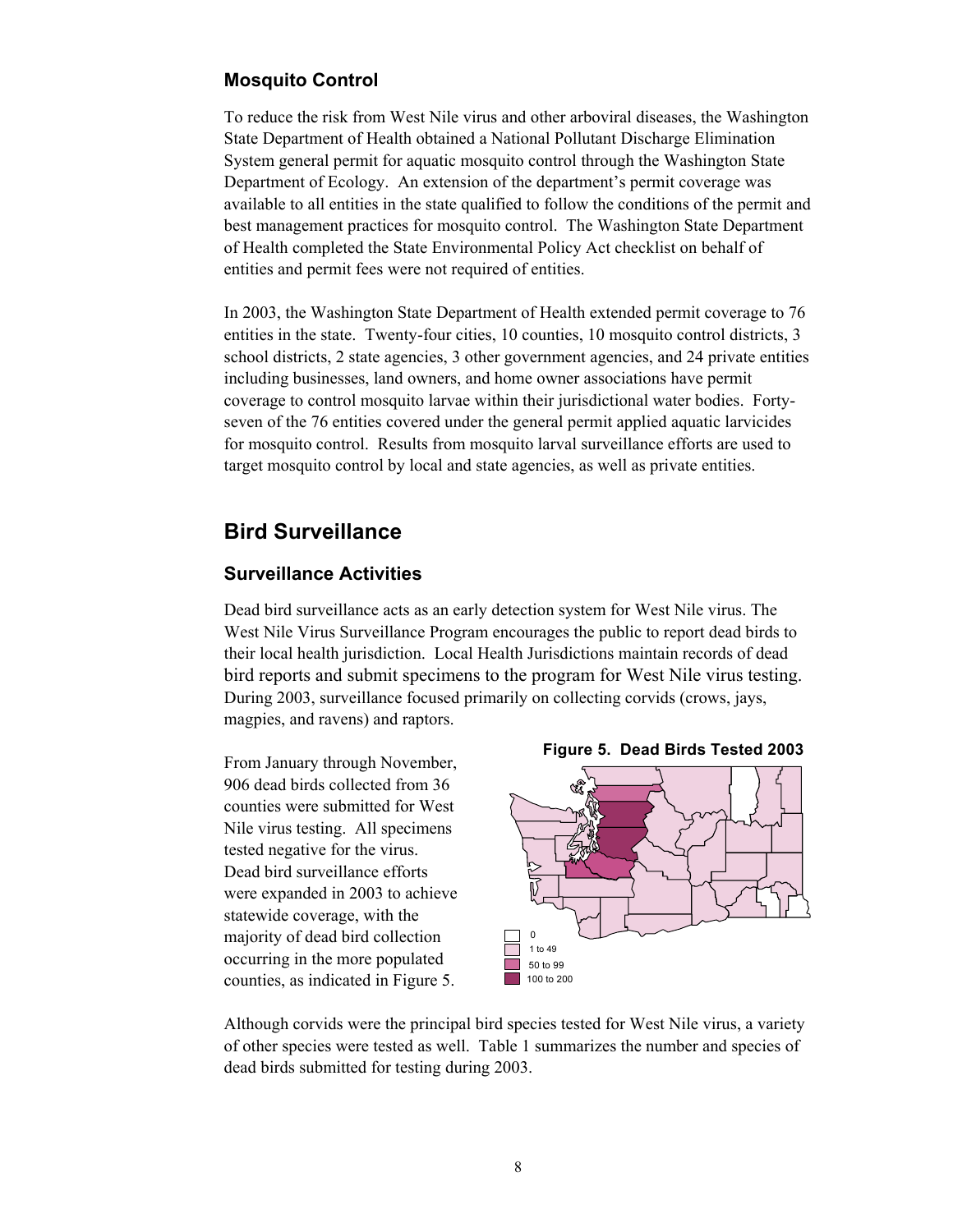### Mosquito Control

To reduce the risk from West Nile virus and other arboviral diseases, the Washington State Department of Health obtained a National Pollutant Discharge Elimination System general permit for aquatic mosquito control through the Washington State Department of Ecology. An extension of the department's permit coverage was available to all entities in the state qualified to follow the conditions of the permit and best management practices for mosquito control. The Washington State Department of Health completed the State Environmental Policy Act checklist on behalf of entities and permit fees were not required of entities.

In 2003, the Washington State Department of Health extended permit coverage to 76 entities in the state. Twenty-four cities, 10 counties, 10 mosquito control districts, 3 school districts, 2 state agencies, 3 other government agencies, and 24 private entities including businesses, land owners, and home owner associations have permit coverage to control mosquito larvae within their jurisdictional water bodies. Forty-seven of the 76 entities covered under the general permit applied aquatic larvicides for mosquito control. Results from mosquito larval surveillance efforts are used to target mosquito control by local and state agencies, as well as private entities.

## Bird Surveillance

### Surveillance Activities

Dead bird surveillance acts as an early detection system for West Nile virus. The West Nile Virus Surveillance Program encourages the public to report dead birds to their local health jurisdiction. Local Health Jurisdictions maintain records of dead bird reports and submit specimens to the program for West Nile virus testing. During 2003, surveillance focused primarily on collecting corvids (crows, jays, magpies, and ravens) and raptors.

From January through November, 906 dead birds collected from 36 counties were submitted for West Nile virus testing. All specimens tested negative for the virus. Dead bird surveillance efforts were expanded in 2003 to achieve statewide coverage, with the majority of dead bird collection occurring in the more populated counties, as indicated in Figure 5.

**Figure 5. Dead Birds Tested 2003**

0
1 to 49
50 to 99
100 to 200

Although corvids were the principal bird species tested for West Nile virus, a variety of other species were tested as well. Table 1 summarizes the number and species of dead birds submitted for testing during 2003.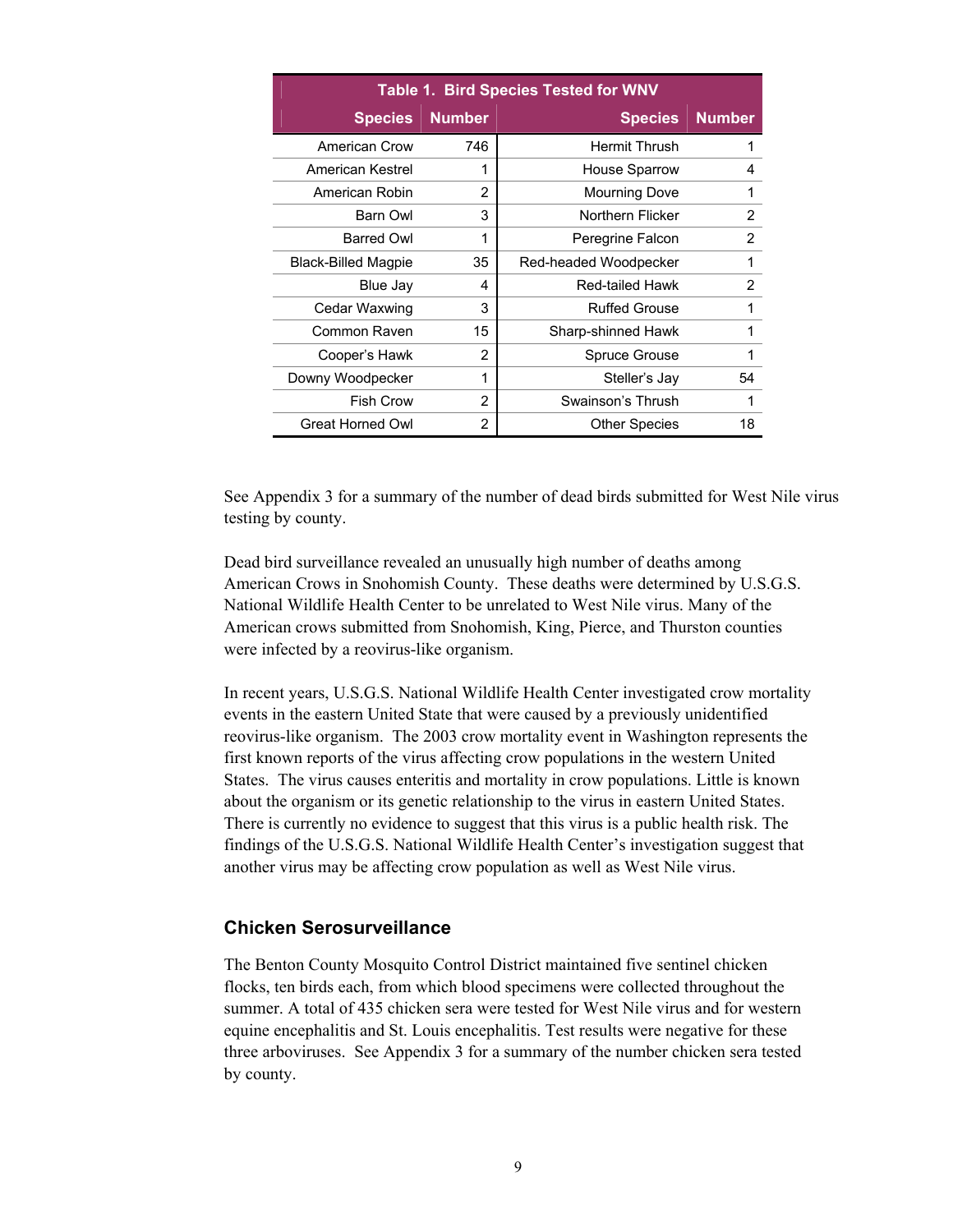**Table 1. Bird Species Tested for WNV**

| Species | Number | Species | Number |
|---|---|---|---|
| American Crow | 746 | Hermit Thrush | 1 |
| American Kestrel | 1 | House Sparrow | 4 |
| American Robin | 2 | Mourning Dove | 1 |
| Barn Owl | 3 | Northern Flicker | 2 |
| Barred Owl | 1 | Peregrine Falcon | 2 |
| Black-Billed Magpie | 35 | Red-headed Woodpecker | 1 |
| Blue Jay | 4 | Red-tailed Hawk | 2 |
| Cedar Waxwing | 3 | Ruffed Grouse | 1 |
| Common Raven | 15 | Sharp-shinned Hawk | 1 |
| Cooper's Hawk | 2 | Spruce Grouse | 1 |
| Downy Woodpecker | 1 | Steller's Jay | 54 |
| Fish Crow | 2 | Swainson's Thrush | 1 |
| Great Horned Owl | 2 | Other Species | 18 |

See Appendix 3 for a summary of the number of dead birds submitted for West Nile virus testing by county.

Dead bird surveillance revealed an unusually high number of deaths among American Crows in Snohomish County. These deaths were determined by U.S.G.S. National Wildlife Health Center to be unrelated to West Nile virus. Many of the American crows submitted from Snohomish, King, Pierce, and Thurston counties were infected by a reovirus-like organism.

In recent years, U.S.G.S. National Wildlife Health Center investigated crow mortality events in the eastern United State that were caused by a previously unidentified reovirus-like organism. The 2003 crow mortality event in Washington represents the first known reports of the virus affecting crow populations in the western United States. The virus causes enteritis and mortality in crow populations. Little is known about the organism or its genetic relationship to the virus in eastern United States. There is currently no evidence to suggest that this virus is a public health risk. The findings of the U.S.G.S. National Wildlife Health Center's investigation suggest that another virus may be affecting crow population as well as West Nile virus.

## Chicken Serosurveillance

The Benton County Mosquito Control District maintained five sentinel chicken flocks, ten birds each, from which blood specimens were collected throughout the summer. A total of 435 chicken sera were tested for West Nile virus and for western equine encephalitis and St. Louis encephalitis. Test results were negative for these three arboviruses. See Appendix 3 for a summary of the number chicken sera tested by county.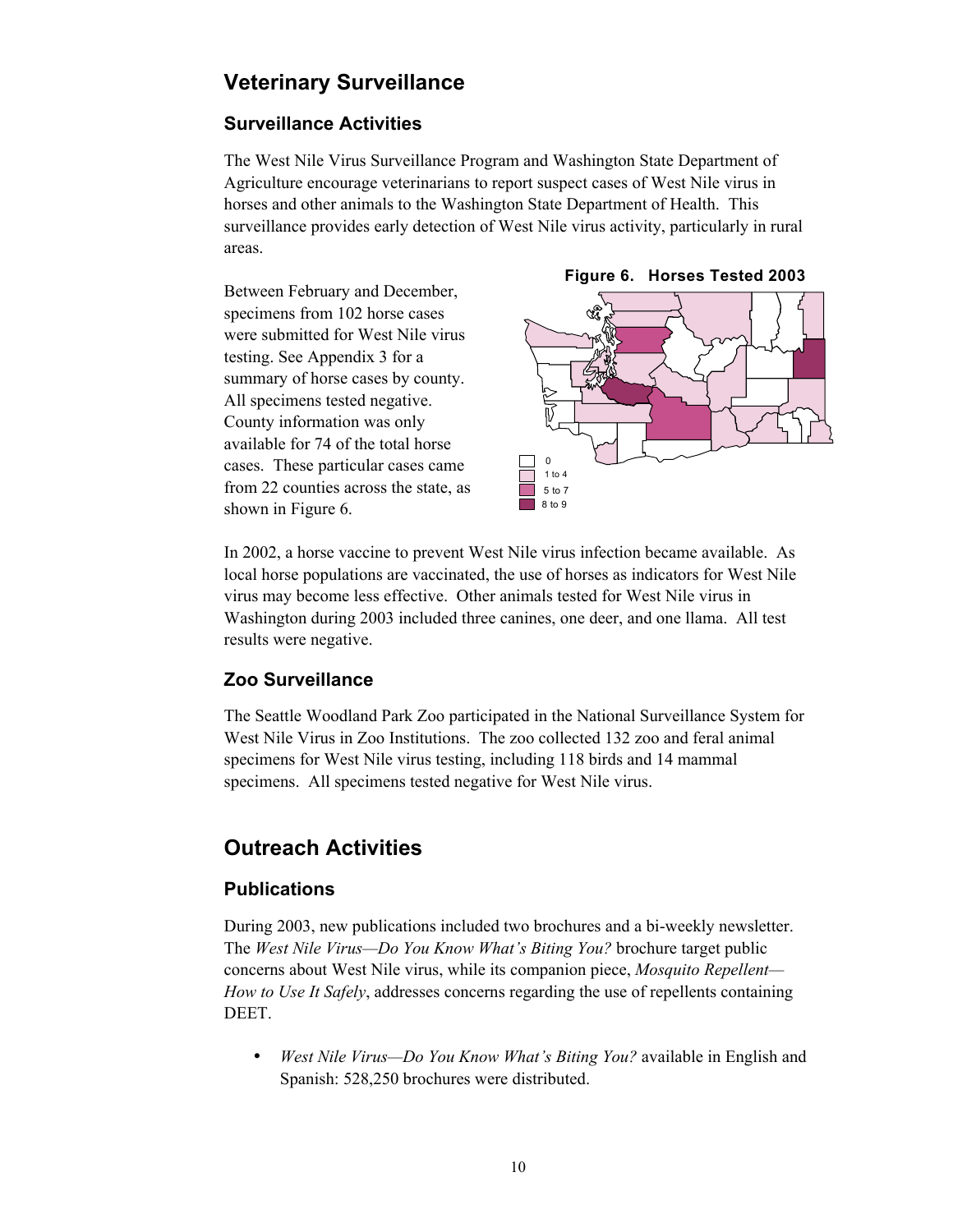# Veterinary Surveillance

## Surveillance Activities

The West Nile Virus Surveillance Program and Washington State Department of Agriculture encourage veterinarians to report suspect cases of West Nile virus in horses and other animals to the Washington State Department of Health. This surveillance provides early detection of West Nile virus activity, particularly in rural areas.

Between February and December, specimens from 102 horse cases were submitted for West Nile virus testing. See Appendix 3 for a summary of horse cases by county. All specimens tested negative. County information was only available for 74 of the total horse cases. These particular cases came from 22 counties across the state, as shown in Figure 6.

**Figure 6. Horses Tested 2003**

0
1 to 4
5 to 7
8 to 9

In 2002, a horse vaccine to prevent West Nile virus infection became available. As local horse populations are vaccinated, the use of horses as indicators for West Nile virus may become less effective. Other animals tested for West Nile virus in Washington during 2003 included three canines, one deer, and one llama. All test results were negative.

## Zoo Surveillance

The Seattle Woodland Park Zoo participated in the National Surveillance System for West Nile Virus in Zoo Institutions. The zoo collected 132 zoo and feral animal specimens for West Nile virus testing, including 118 birds and 14 mammal specimens. All specimens tested negative for West Nile virus.

# Outreach Activities

## Publications

During 2003, new publications included two brochures and a bi-weekly newsletter. The *West Nile Virus—Do You Know What's Biting You?* brochure target public concerns about West Nile virus, while its companion piece, *Mosquito Repellent—How to Use It Safely*, addresses concerns regarding the use of repellents containing DEET.

- *West Nile Virus—Do You Know What's Biting You?* available in English and Spanish: 528,250 brochures were distributed.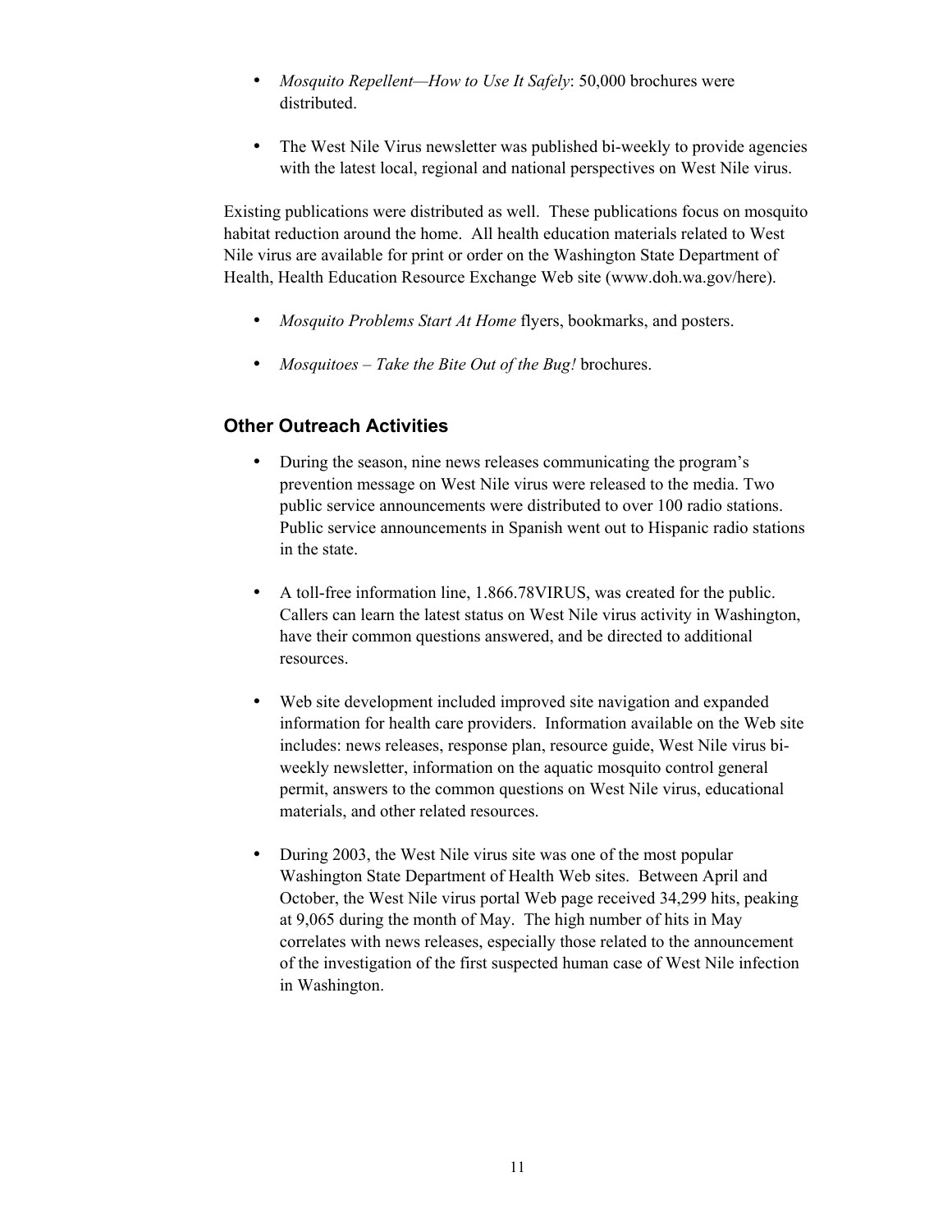- *Mosquito Repellent—How to Use It Safely*: 50,000 brochures were distributed.

- The West Nile Virus newsletter was published bi-weekly to provide agencies with the latest local, regional and national perspectives on West Nile virus.

Existing publications were distributed as well. These publications focus on mosquito habitat reduction around the home. All health education materials related to West Nile virus are available for print or order on the Washington State Department of Health, Health Education Resource Exchange Web site (www.doh.wa.gov/here).

- *Mosquito Problems Start At Home* flyers, bookmarks, and posters.

- *Mosquitoes – Take the Bite Out of the Bug!* brochures.

## Other Outreach Activities

- During the season, nine news releases communicating the program's prevention message on West Nile virus were released to the media. Two public service announcements were distributed to over 100 radio stations. Public service announcements in Spanish went out to Hispanic radio stations in the state.

- A toll-free information line, 1.866.78VIRUS, was created for the public. Callers can learn the latest status on West Nile virus activity in Washington, have their common questions answered, and be directed to additional resources.

- Web site development included improved site navigation and expanded information for health care providers. Information available on the Web site includes: news releases, response plan, resource guide, West Nile virus bi-weekly newsletter, information on the aquatic mosquito control general permit, answers to the common questions on West Nile virus, educational materials, and other related resources.

- During 2003, the West Nile virus site was one of the most popular Washington State Department of Health Web sites. Between April and October, the West Nile virus portal Web page received 34,299 hits, peaking at 9,065 during the month of May. The high number of hits in May correlates with news releases, especially those related to the announcement of the investigation of the first suspected human case of West Nile infection in Washington.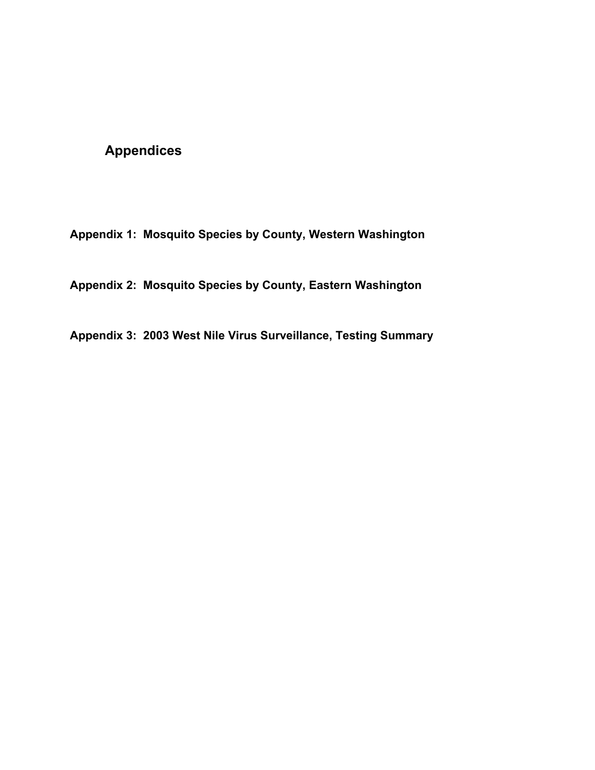# Appendices

**Appendix 1: Mosquito Species by County, Western Washington**

**Appendix 2: Mosquito Species by County, Eastern Washington**

**Appendix 3: 2003 West Nile Virus Surveillance, Testing Summary**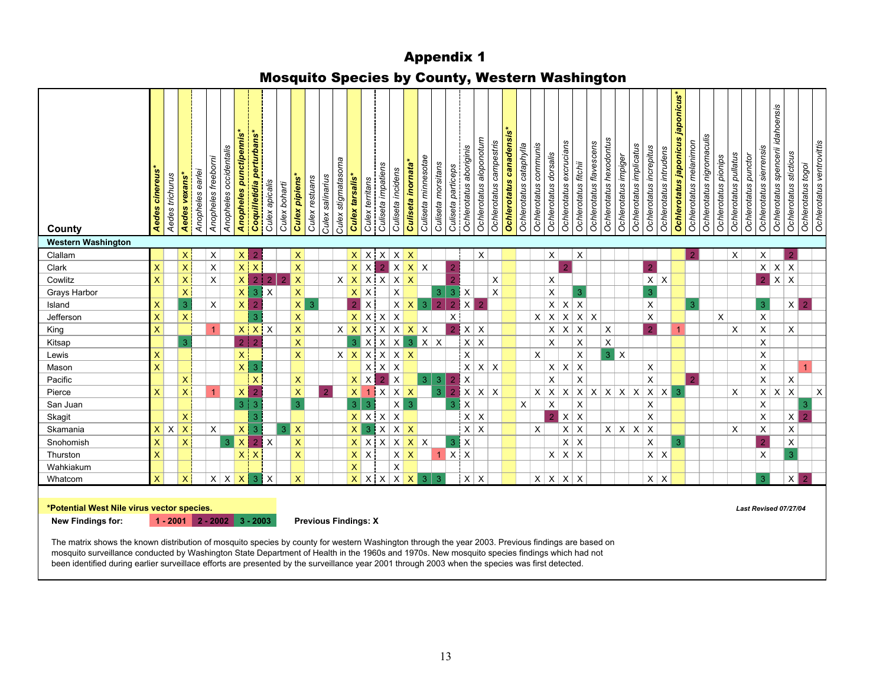# Appendix 1

## Mosquito Species by County, Western Washington

| County | Aedes cinereus* | Aedes trichurus | Aedes vexans* | Anopheles earlei | Anopheles freeborni | Anopheles occidentalis | Anopheles punctipennis* | Coquillettidia perturbans* | Culex apicalis | Culex boharti | Culex pipiens* | Culex restuans | Culex salinarius | Culex stigmatasoma | Culex tarsalis* | Culex territans | Culiseta impatiens | Culiseta incidens | Culiseta inornata* | Culiseta minnesotae | Culiseta morsitans | Culiseta particeps | Ochlerotatus aboriginis | Ochlerotatus aloponotum | Ochlerotatus campestris | Ochlerotatus canadensis* | Ochlerotatus cataphylla | Ochlerotatus communis | Ochlerotatus dorsalis | Ochlerotatus excrucians | Ochlerotatus fitchii | Ochlerotatus flavescens | Ochlerotatus hexodontus | Ochlerotatus impiger | Ochlerotatus implicatus | Ochlerotatus increpitus | Ochlerotatus intrudens | Ochlerotatus japonicus japonicus* | Ochlerotatus melanimon | Ochlerotatus nigromaculis | Ochlerotatus pionips | Ochlerotatus pullatus | Ochlerotatus punctor | Ochlerotatus sierrensis | Ochlerotatus spencerii idahoensis | Ochlerotatus sticticus | Ochlerotatus togoi | Ochlerotatus ventrovittis |
|---|---|---|---|---|---|---|---|---|---|---|---|---|---|---|---|---|---|---|---|---|---|---|---|---|---|---|---|---|---|---|---|---|---|---|---|---|---|---|---|---|---|---|---|---|---|---|---|---|
| **Western Washington** | | | | | | | | | | | | | | | | | | | | | | | | | | | | | | | | | | | | | | | | | | | | | | | | |
| Clallam | | | X | | X | | X | 2 | | | X | | | | X | X | X | X | X | | | | | X | | | | | X | | X | | | | | | | | 2 | | | X | | X | | | 2 | |
| Clark | X | | X | | X | | X | X | | | X | | | | X | X | 2 | X | X | X | | 2 | | | | | | | | 2 | | | | | | 2 | | | | | | | | X | X | X | | |
| Cowlitz | X | | X | | X | | X | 2 | 2 | 2 | X | | | X | X | X | X | X | X | | | 2 | | | X | | | | X | | | | | | | X | X | | | | | | | 2 | X | X | | |
| Grays Harbor | | | X | | | | X | 3 | X | | X | | | | X | X | | X | | | 3 | 3 | X | | X | | | | X | | 3 | | | | | 3 | | | | | | | | | | | | |
| Island | X | | 3 | | X | | X | 2 | | | X | 3 | | | 2 | X | | X | X | 3 | 2 | 2 | X | 2 | | | | | X | X | X | | | | | X | | | 3 | | | | | 3 | | X | 2 | |
| Jefferson | X | | X | | | | | 3 | | | X | | | | X | X | X | X | | | | X | | | | | | X | X | X | X | X | | | | X | | | | | X | | | X | | | | |
| King | X | | | | 1 | | X | X | X | | X | | | X | X | X | X | X | X | X | | 2 | X | X | | | | | X | X | X | | X | | | 2 | | 1 | | | | X | | X | | X | | |
| Kitsap | | | 3 | | | | 2 | 2 | | | X | | | | 3 | X | X | X | 3 | X | X | | X | X | | | | | X | | X | | X | | | | | | | | | | | X | | | | |
| Lewis | X | | | | | | X | | | | X | | | X | X | X | X | X | X | | | | X | | | | | X | | | X | | 3 | X | | | | | | | | | | X | | | | |
| Mason | X | | | | | | X | 3 | | | | | | | | X | X | X | | | | | X | X | X | | | | X | X | X | | | | | X | | | | | | | | X | | | 1 | |
| Pacific | | | X | | | | | X | | | X | | | | X | X | 2 | X | | 3 | 3 | 2 | X | | | | | | X | | X | | | | | X | | | 2 | | | | | X | | X | | |
| Pierce | X | | X | | 1 | | X | 2 | | | X | | 2 | | X | 1 | X | X | X | | 3 | 2 | X | X | X | | | X | X | X | X | X | X | X | X | X | X | 3 | | | | X | | X | X | X | | X |
| San Juan | | | | | | | 3 | 3 | | | 3 | | | | 3 | 3 | | X | 3 | | | 3 | X | | | | X | | X | | X | | | | | X | | | | | | | | X | | | 3 | |
| Skagit | | | X | | | | | 3 | | | | | | | X | X | X | X | | | | | X | X | | | | | 2 | X | X | | | | | X | | | | | | | | X | | X | 2 | |
| Skamania | X | X | X | | X | | X | 3 | | 3 | X | | | | X | 3 | X | X | X | | | | X | X | | | | X | | X | X | | X | X | X | X | | | | | | X | | X | | X | | |
| Snohomish | X | | X | | | 3 | X | 2 | X | | X | | | | X | X | X | X | X | X | | 3 | X | | | | | | | X | X | | | | | X | | 3 | | | | | | 2 | | X | | |
| Thurston | X | | | | | | X | X | | | X | | | | X | X | | X | X | | 1 | X | X | | | | | | X | X | X | | | | | X | X | | | | | | | X | | 3 | | |
| Wahkiakum | | | | | | | | | | | | | | | X | | | X | | | | | | | | | | | | | | | | | | | | | | | | | | | | | | |
| Whatcom | X | | X | | X | X | X | 3 | X | | X | | | | X | X | X | X | X | 3 | 3 | | X | X | | | | X | X | X | X | | | | | X | X | | | | | | | 3 | | X | 2 | |

***Potential West Nile virus vector species.**

**New Findings for:** **1 - 2001** **2 - 2002** **3 - 2003** **Previous Findings: X**

***Last Revised 07/27/04***

The matrix shows the known distribution of mosquito species by county for western Washington through the year 2003. Previous findings are based on mosquito surveillance conducted by Washington State Department of Health in the 1960s and 1970s. New mosquito species findings which had not been identified during earlier surveillace efforts are presented by the surveillance year 2001 through 2003 when the species was first detected.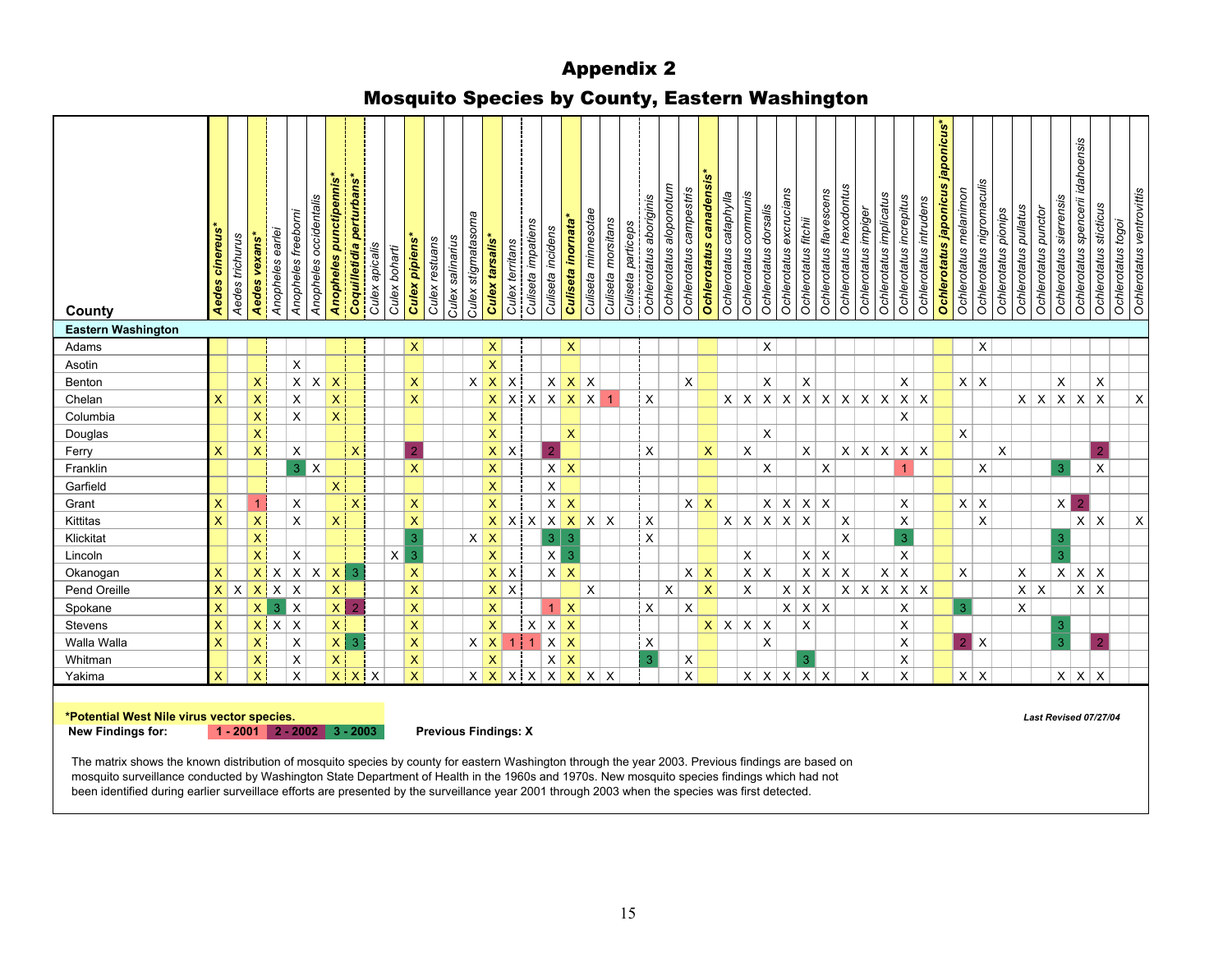# Appendix 2

## Mosquito Species by County, Eastern Washington

| County | **Aedes cinereus*** | Aedes trichurus | **Aedes vexans*** | Anopheles earlei | Anopheles freeborni | Anopheles occidentalis | **Anopheles punctipennis*** | **Coquillettidia perturbans*** | Culex apicalis | Culex boharti | **Culex pipiens*** | Culex restuans | Culex salinarius | Culex stigmatasoma | **Culex tarsalis*** | Culex territans | Culiseta impatiens | Culiseta incidens | **Culiseta inornata*** | Culiseta minnesotae | Culiseta morsitans | Culiseta particeps | Ochlerotatus aboriginis | Ochlerotatus aloponotum | Ochlerotatus campestris | **Ochlerotatus canadensis*** | Ochlerotatus cataphylla | Ochlerotatus communis | Ochlerotatus dorsalis | Ochlerotatus excrucians | Ochlerotatus fitchii | Ochlerotatus flavescens | Ochlerotatus hexodontus | Ochlerotatus impiger | Ochlerotatus implicatus | Ochlerotatus increpitus | Ochlerotatus intrudens | **Ochlerotatus japonicus japonicus*** | Ochlerotatus melanimon | Ochlerotatus nigromaculis | Ochlerotatus pionips | Ochlerotatus pullatus | Ochlerotatus punctor | Ochlerotatus sierrensis | Ochlerotatus spencerii idahoensis | Ochlerotatus sticticus | Ochlerotatus togoi | Ochlerotatus ventrovittis |
|---|---|---|---|---|---|---|---|---|---|---|---|---|---|---|---|---|---|---|---|---|---|---|---|---|---|---|---|---|---|---|---|---|---|---|---|---|---|---|---|---|---|---|---|---|---|---|---|---|
| **Eastern Washington** | | | | | | | | | | | | | | | | | | | | | | | | | | | | | | | | | | | | | | | | | | | | | | | | |
| Adams | | | | | | | | | | | X | | | | X | | | | X | | | | | | | | | | X | | | | | | | | | | | X | | | | | | | | |
| Asotin | | | | | X | | | | | | | | | | X | | | | | | | | | | | | | | | | | | | | | | | | | | | | | | | | | |
| Benton | | | X | | X | X | X | | | | X | | | X | X | X | | X | X | X | | | | | X | | | | X | | X | | | | | X | | | X | X | | | | X | | X | | |
| Chelan | X | | X | | X | | X | | | | X | | | | X | X | X | X | X | X | 1 | | X | | | | X | X | X | X | X | X | X | X | X | X | X | | | | | X | X | X | X | X | | X |
| Columbia | | | X | | X | | X | | | | | | | | X | | | | | | | | | | | | | | | | | | | | | X | | | | | | | | | | | | |
| Douglas | | | X | | | | | | | | | | | | X | | | | X | | | | | | | | | | X | | | | | | | | | | X | | | | | | | | | |
| Ferry | X | | X | | X | | | X | | | 2 | | | | X | X | | 2 | | | | | X | | | X | | X | | | X | | X | X | X | X | X | | | | X | | | | | 2 | | |
| Franklin | | | | | 3 | X | | | | | X | | | | X | | | X | X | | | | | | | | | | X | | | X | | | | 1 | | | | X | | | | 3 | | X | | |
| Garfield | | | | | | | X | | | | | | | | X | | | X | | | | | | | | | | | | | | | | | | | | | | | | | | | | | | |
| Grant | X | | 1 | | X | | | X | | | X | | | | X | | | X | X | | | | | | X | X | | | X | X | X | X | | | | X | | | X | X | | | | X | 2 | | | |
| Kittitas | X | | X | | X | | X | | | | X | | | | X | X | X | X | X | X | X | | X | | | | X | X | X | X | X | | X | | | X | | | | X | | | | | X | X | | X |
| Klickitat | | | X | | | | | | | | 3 | | | X | X | | | 3 | 3 | | | | X | | | | | | | | | | X | | | 3 | | | | | | | | 3 | | | | |
| Lincoln | | | X | | X | | | | | X | 3 | | | | X | | | X | 3 | | | | | | | | | X | | | X | X | | | | X | | | | | | | | 3 | | | | |
| Okanogan | X | | X | X | X | X | X | 3 | | | X | | | | X | X | | X | X | | | | | | X | X | | X | X | | X | X | X | | X | X | | | X | | | X | | X | X | X | | |
| Pend Oreille | X | X | X | X | X | | X | | | | X | | | | X | X | | | | X | | | | X | | X | | X | | X | X | | X | X | X | X | X | | | | | X | X | | X | X | | |
| Spokane | X | | X | 3 | X | | X | 2 | | | X | | | | X | | | 1 | X | | | | X | | X | | | | | X | X | X | | | | X | | | 3 | | | X | | | | | | |
| Stevens | X | | X | X | X | | X | | | | X | | | | X | | X | X | X | | | | | | | X | X | X | X | | X | | | | | X | | | | | | | | 3 | | | | |
| Walla Walla | X | | X | | X | | X | 3 | | | X | | | X | X | 1 | 1 | X | X | | | | X | | | | | | X | | | | | | | X | | | 2 | X | | | | 3 | | 2 | | |
| Whitman | | | X | | X | | X | | | | X | | | | X | | | X | X | | | | 3 | | X | | | | | | 3 | | | | | X | | | | | | | | | | | | |
| Yakima | X | | X | | X | | X | X | X | | X | | | X | X | X | X | X | X | X | X | | | | X | | | X | X | X | X | X | | X | | X | | | X | X | | | | X | X | X | | |

*Potential West Nile virus vector species.

New Findings for: 1 - 2001 | 2 - 2002 | 3 - 2003 — Previous Findings: X

*Last Revised 07/27/04*

The matrix shows the known distribution of mosquito species by county for eastern Washington through the year 2003. Previous findings are based on mosquito surveillance conducted by Washington State Department of Health in the 1960s and 1970s. New mosquito species findings which had not been identified during earlier surveillace efforts are presented by the surveillance year 2001 through 2003 when the species was first detected.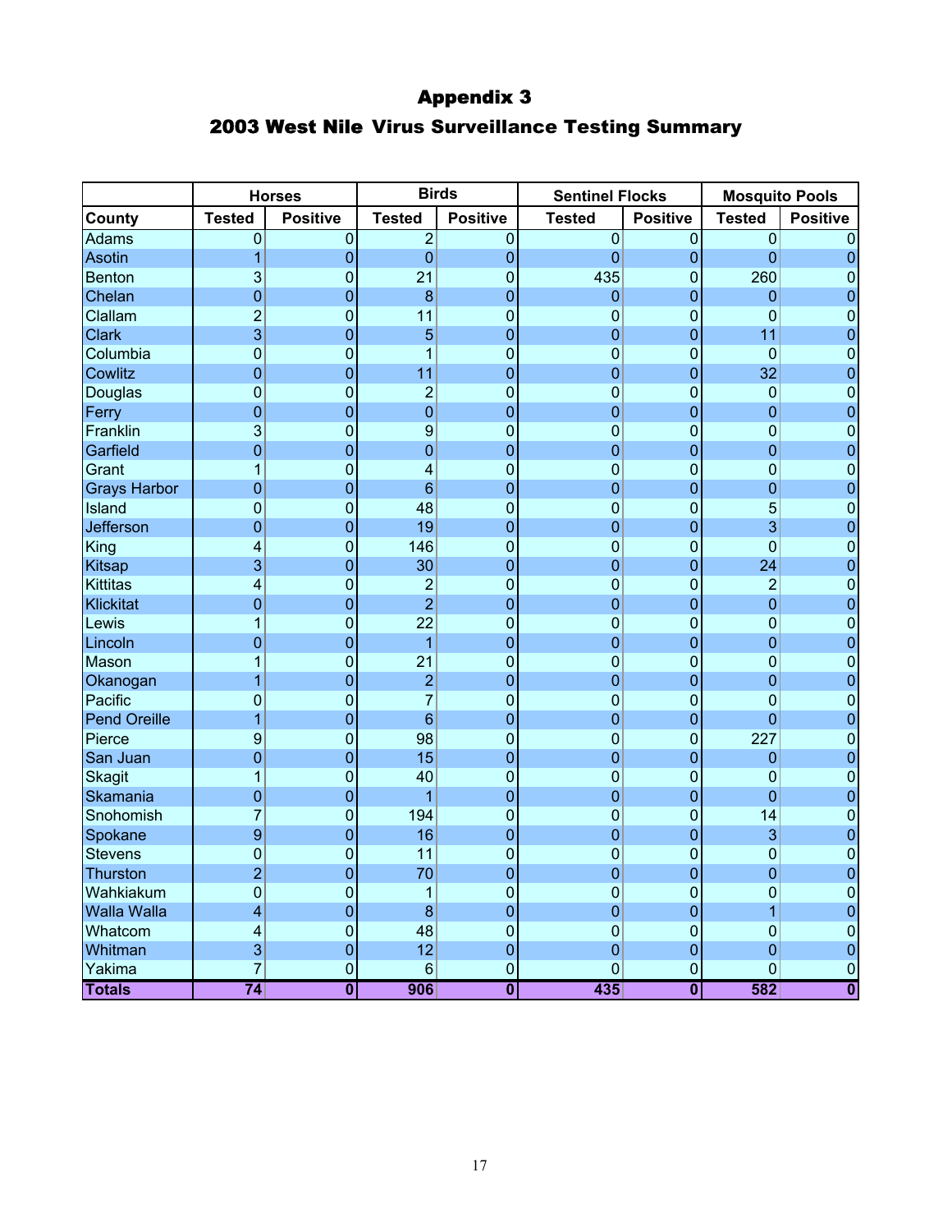# Appendix 3

## 2003 West Nile Virus Surveillance Testing Summary

| County | Horses | | Birds | | Sentinel Flocks | | Mosquito Pools | |
|---|---|---|---|---|---|---|---|---|
| | Tested | Positive | Tested | Positive | Tested | Positive | Tested | Positive |
| Adams | 0 | 0 | 2 | 0 | 0 | 0 | 0 | 0 |
| Asotin | 1 | 0 | 0 | 0 | 0 | 0 | 0 | 0 |
| Benton | 3 | 0 | 21 | 0 | 435 | 0 | 260 | 0 |
| Chelan | 0 | 0 | 8 | 0 | 0 | 0 | 0 | 0 |
| Clallam | 2 | 0 | 11 | 0 | 0 | 0 | 0 | 0 |
| Clark | 3 | 0 | 5 | 0 | 0 | 0 | 11 | 0 |
| Columbia | 0 | 0 | 1 | 0 | 0 | 0 | 0 | 0 |
| Cowlitz | 0 | 0 | 11 | 0 | 0 | 0 | 32 | 0 |
| Douglas | 0 | 0 | 2 | 0 | 0 | 0 | 0 | 0 |
| Ferry | 0 | 0 | 0 | 0 | 0 | 0 | 0 | 0 |
| Franklin | 3 | 0 | 9 | 0 | 0 | 0 | 0 | 0 |
| Garfield | 0 | 0 | 0 | 0 | 0 | 0 | 0 | 0 |
| Grant | 1 | 0 | 4 | 0 | 0 | 0 | 0 | 0 |
| Grays Harbor | 0 | 0 | 6 | 0 | 0 | 0 | 0 | 0 |
| Island | 0 | 0 | 48 | 0 | 0 | 0 | 5 | 0 |
| Jefferson | 0 | 0 | 19 | 0 | 0 | 0 | 3 | 0 |
| King | 4 | 0 | 146 | 0 | 0 | 0 | 0 | 0 |
| Kitsap | 3 | 0 | 30 | 0 | 0 | 0 | 24 | 0 |
| Kittitas | 4 | 0 | 2 | 0 | 0 | 0 | 2 | 0 |
| Klickitat | 0 | 0 | 2 | 0 | 0 | 0 | 0 | 0 |
| Lewis | 1 | 0 | 22 | 0 | 0 | 0 | 0 | 0 |
| Lincoln | 0 | 0 | 1 | 0 | 0 | 0 | 0 | 0 |
| Mason | 1 | 0 | 21 | 0 | 0 | 0 | 0 | 0 |
| Okanogan | 1 | 0 | 2 | 0 | 0 | 0 | 0 | 0 |
| Pacific | 0 | 0 | 7 | 0 | 0 | 0 | 0 | 0 |
| Pend Oreille | 1 | 0 | 6 | 0 | 0 | 0 | 0 | 0 |
| Pierce | 9 | 0 | 98 | 0 | 0 | 0 | 227 | 0 |
| San Juan | 0 | 0 | 15 | 0 | 0 | 0 | 0 | 0 |
| Skagit | 1 | 0 | 40 | 0 | 0 | 0 | 0 | 0 |
| Skamania | 0 | 0 | 1 | 0 | 0 | 0 | 0 | 0 |
| Snohomish | 7 | 0 | 194 | 0 | 0 | 0 | 14 | 0 |
| Spokane | 9 | 0 | 16 | 0 | 0 | 0 | 3 | 0 |
| Stevens | 0 | 0 | 11 | 0 | 0 | 0 | 0 | 0 |
| Thurston | 2 | 0 | 70 | 0 | 0 | 0 | 0 | 0 |
| Wahkiakum | 0 | 0 | 1 | 0 | 0 | 0 | 0 | 0 |
| Walla Walla | 4 | 0 | 8 | 0 | 0 | 0 | 1 | 0 |
| Whatcom | 4 | 0 | 48 | 0 | 0 | 0 | 0 | 0 |
| Whitman | 3 | 0 | 12 | 0 | 0 | 0 | 0 | 0 |
| Yakima | 7 | 0 | 6 | 0 | 0 | 0 | 0 | 0 |
| **Totals** | **74** | **0** | **906** | **0** | **435** | **0** | **582** | **0** |